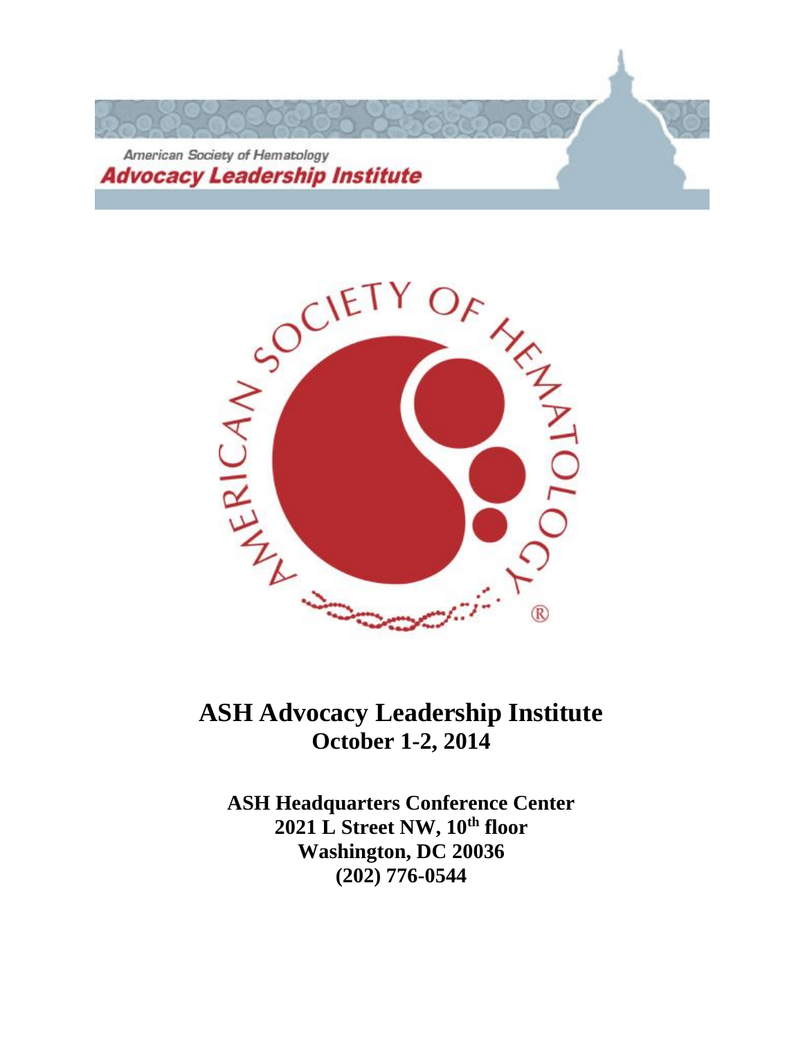American Society of Hematology

**Advocacy Leadership Institute**

# ASH Advocacy Leadership Institute

## October 1-2, 2014

**ASH Headquarters Conference Center**
**2021 L Street NW, 10th floor**
**Washington, DC 20036**
**(202) 776-0544**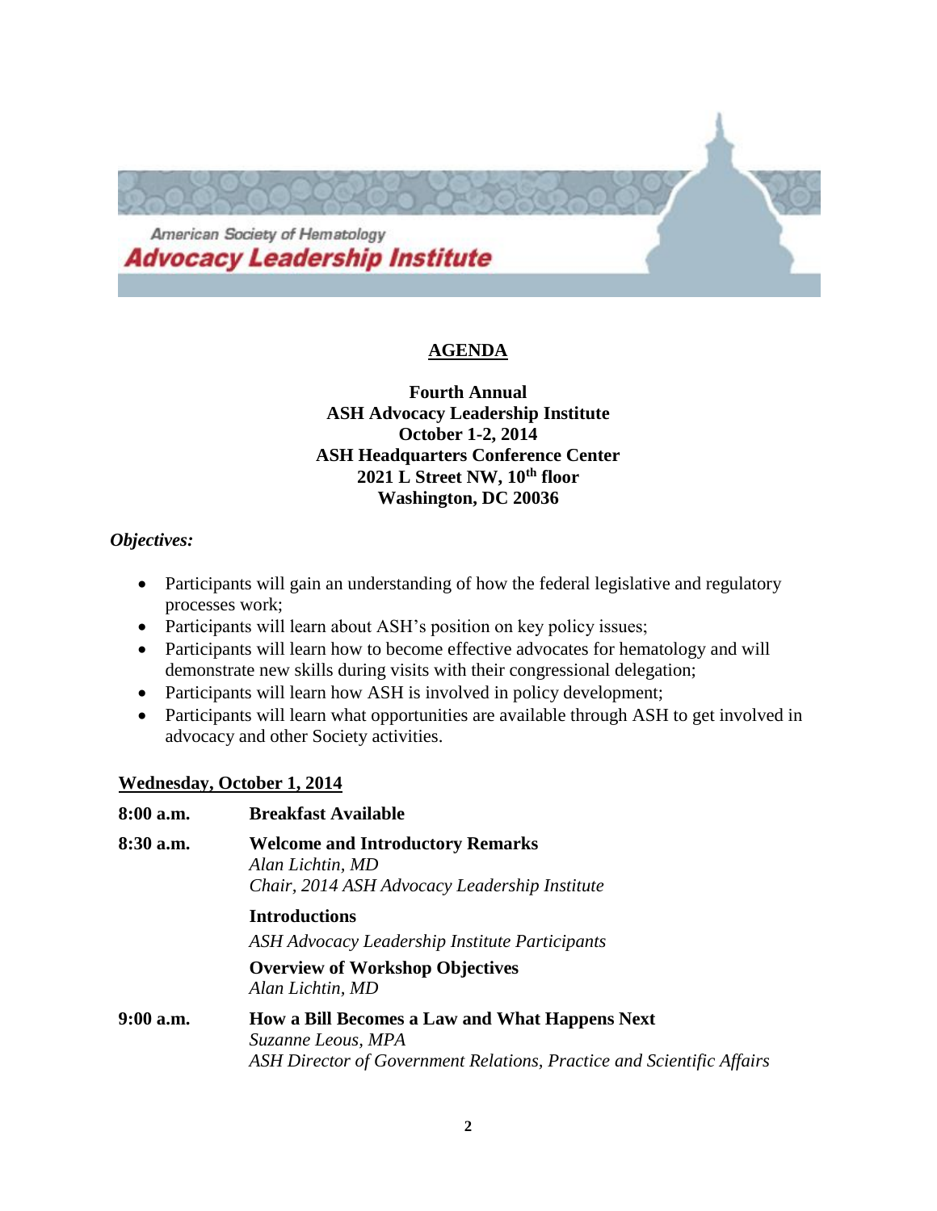American Society of Hematology

**Advocacy Leadership Institute**

## AGENDA

**Fourth Annual**
**ASH Advocacy Leadership Institute**
**October 1-2, 2014**
**ASH Headquarters Conference Center**
**2021 L Street NW, 10th floor**
**Washington, DC 20036**

***Objectives:***

- Participants will gain an understanding of how the federal legislative and regulatory processes work;
- Participants will learn about ASH's position on key policy issues;
- Participants will learn how to become effective advocates for hematology and will demonstrate new skills during visits with their congressional delegation;
- Participants will learn how ASH is involved in policy development;
- Participants will learn what opportunities are available through ASH to get involved in advocacy and other Society activities.

### Wednesday, October 1, 2014

**8:00 a.m.** **Breakfast Available**

**8:30 a.m.** **Welcome and Introductory Remarks**
*Alan Lichtin, MD*
*Chair, 2014 ASH Advocacy Leadership Institute*

**Introductions**
*ASH Advocacy Leadership Institute Participants*

**Overview of Workshop Objectives**
*Alan Lichtin, MD*

**9:00 a.m.** **How a Bill Becomes a Law and What Happens Next**
*Suzanne Leous, MPA*
*ASH Director of Government Relations, Practice and Scientific Affairs*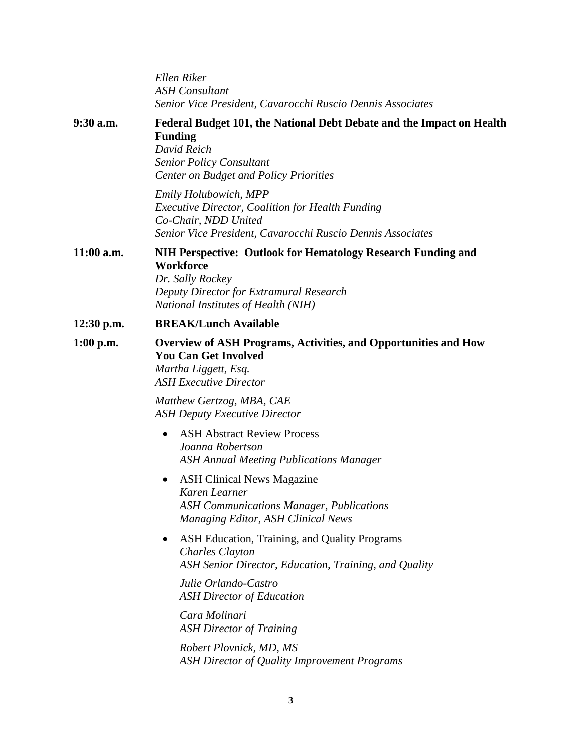*Ellen Riker*
*ASH Consultant*
*Senior Vice President, Cavarocchi Ruscio Dennis Associates*

**9:30 a.m.** **Federal Budget 101, the National Debt Debate and the Impact on Health Funding**
*David Reich*
*Senior Policy Consultant*
*Center on Budget and Policy Priorities*

*Emily Holubowich, MPP*
*Executive Director, Coalition for Health Funding*
*Co-Chair, NDD United*
*Senior Vice President, Cavarocchi Ruscio Dennis Associates*

**11:00 a.m.** **NIH Perspective: Outlook for Hematology Research Funding and Workforce**
*Dr. Sally Rockey*
*Deputy Director for Extramural Research*
*National Institutes of Health (NIH)*

**12:30 p.m.** **BREAK/Lunch Available**

**1:00 p.m.** **Overview of ASH Programs, Activities, and Opportunities and How You Can Get Involved**
*Martha Liggett, Esq.*
*ASH Executive Director*

*Matthew Gertzog, MBA, CAE*
*ASH Deputy Executive Director*

- ASH Abstract Review Process
  *Joanna Robertson*
  *ASH Annual Meeting Publications Manager*

- ASH Clinical News Magazine
  *Karen Learner*
  *ASH Communications Manager, Publications*
  *Managing Editor, ASH Clinical News*

- ASH Education, Training, and Quality Programs
  *Charles Clayton*
  *ASH Senior Director, Education, Training, and Quality*

  *Julie Orlando-Castro*
  *ASH Director of Education*

  *Cara Molinari*
  *ASH Director of Training*

  *Robert Plovnick, MD, MS*
  *ASH Director of Quality Improvement Programs*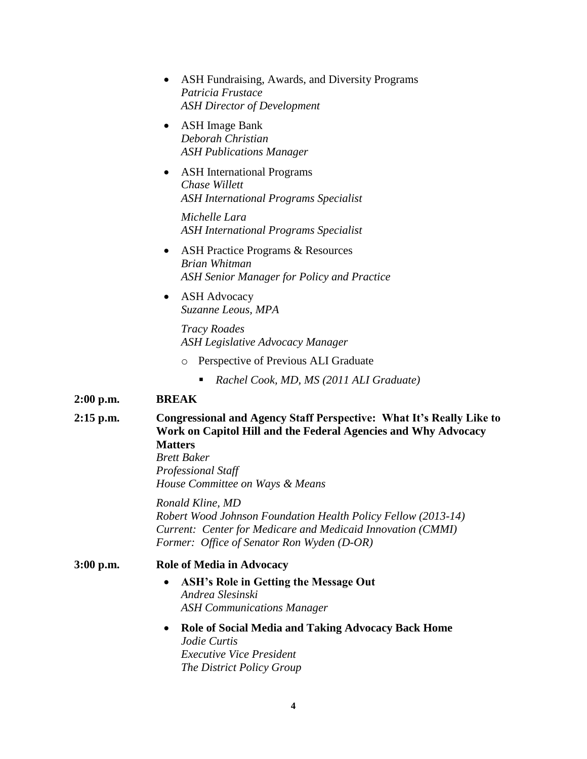- ASH Fundraising, Awards, and Diversity Programs
  *Patricia Frustace*
  *ASH Director of Development*

- ASH Image Bank
  *Deborah Christian*
  *ASH Publications Manager*

- ASH International Programs
  *Chase Willett*
  *ASH International Programs Specialist*

  *Michelle Lara*
  *ASH International Programs Specialist*

- ASH Practice Programs & Resources
  *Brian Whitman*
  *ASH Senior Manager for Policy and Practice*

- ASH Advocacy
  *Suzanne Leous, MPA*

  *Tracy Roades*
  *ASH Legislative Advocacy Manager*

  - Perspective of Previous ALI Graduate
    - *Rachel Cook, MD, MS (2011 ALI Graduate)*

**2:00 p.m.** **BREAK**

**2:15 p.m.** **Congressional and Agency Staff Perspective: What It's Really Like to Work on Capitol Hill and the Federal Agencies and Why Advocacy Matters**
*Brett Baker*
*Professional Staff*
*House Committee on Ways & Means*

*Ronald Kline, MD*
*Robert Wood Johnson Foundation Health Policy Fellow (2013-14)*
*Current: Center for Medicare and Medicaid Innovation (CMMI)*
*Former: Office of Senator Ron Wyden (D-OR)*

**3:00 p.m.** **Role of Media in Advocacy**

- **ASH's Role in Getting the Message Out**
  *Andrea Slesinski*
  *ASH Communications Manager*

- **Role of Social Media and Taking Advocacy Back Home**
  *Jodie Curtis*
  *Executive Vice President*
  *The District Policy Group*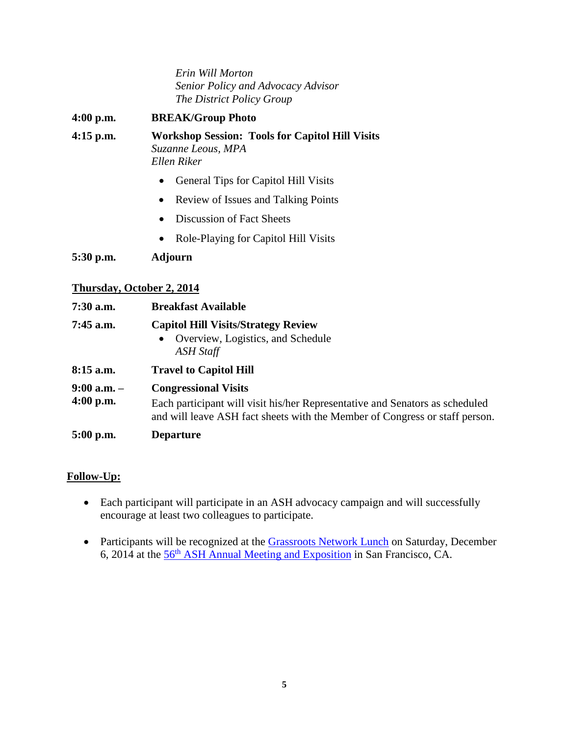*Erin Will Morton*
*Senior Policy and Advocacy Advisor*
*The District Policy Group*

**4:00 p.m.** **BREAK/Group Photo**

**4:15 p.m.** **Workshop Session: Tools for Capitol Hill Visits**
*Suzanne Leous, MPA*
*Ellen Riker*

- General Tips for Capitol Hill Visits
- Review of Issues and Talking Points
- Discussion of Fact Sheets
- Role-Playing for Capitol Hill Visits

**5:30 p.m.** **Adjourn**

**Thursday, October 2, 2014**

**7:30 a.m.** **Breakfast Available**

**7:45 a.m.** **Capitol Hill Visits/Strategy Review**

- Overview, Logistics, and Schedule
  *ASH Staff*

**8:15 a.m.** **Travel to Capitol Hill**

**9:00 a.m. – 4:00 p.m.** **Congressional Visits**
Each participant will visit his/her Representative and Senators as scheduled and will leave ASH fact sheets with the Member of Congress or staff person.

**5:00 p.m.** **Departure**

**Follow-Up:**

- Each participant will participate in an ASH advocacy campaign and will successfully encourage at least two colleagues to participate.
- Participants will be recognized at the Grassroots Network Lunch on Saturday, December 6, 2014 at the 56th ASH Annual Meeting and Exposition in San Francisco, CA.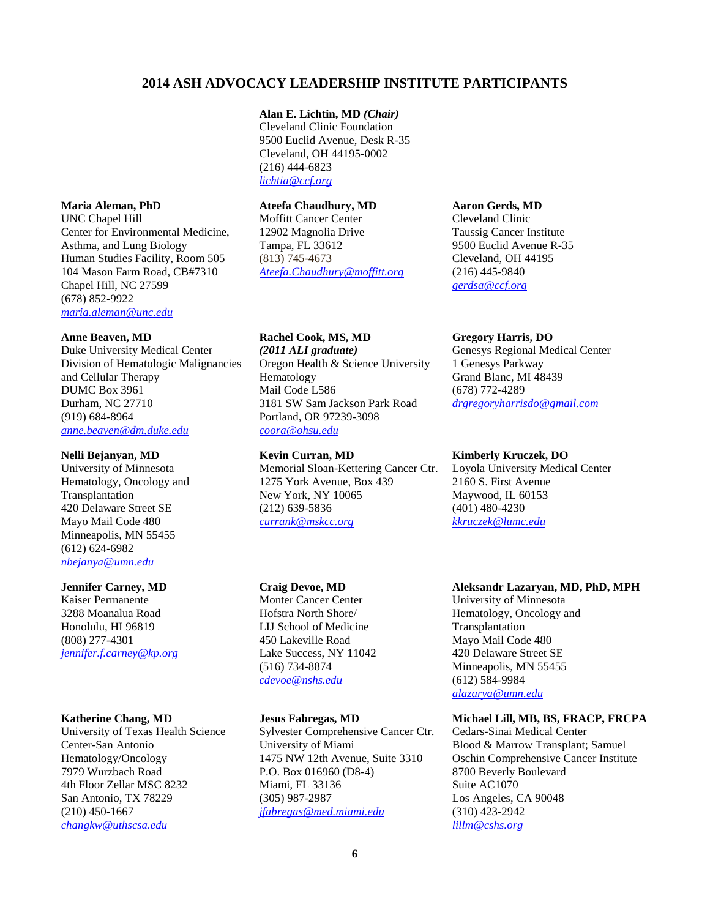# 2014 ASH ADVOCACY LEADERSHIP INSTITUTE PARTICIPANTS

**Alan E. Lichtin, MD *(Chair)***
Cleveland Clinic Foundation
9500 Euclid Avenue, Desk R-35
Cleveland, OH 44195-0002
(216) 444-6823
*lichtia@ccf.org*

**Maria Aleman, PhD**
UNC Chapel Hill
Center for Environmental Medicine, Asthma, and Lung Biology
Human Studies Facility, Room 505
104 Mason Farm Road, CB#7310
Chapel Hill, NC 27599
(678) 852-9922
*maria.aleman@unc.edu*

**Anne Beaven, MD**
Duke University Medical Center
Division of Hematologic Malignancies and Cellular Therapy
DUMC Box 3961
Durham, NC 27710
(919) 684-8964
*anne.beaven@dm.duke.edu*

**Nelli Bejanyan, MD**
University of Minnesota
Hematology, Oncology and Transplantation
420 Delaware Street SE
Mayo Mail Code 480
Minneapolis, MN 55455
(612) 624-6982
*nbejanya@umn.edu*

**Jennifer Carney, MD**
Kaiser Permanente
3288 Moanalua Road
Honolulu, HI 96819
(808) 277-4301
*jennifer.f.carney@kp.org*

**Katherine Chang, MD**
University of Texas Health Science Center-San Antonio
Hematology/Oncology
7979 Wurzbach Road
4th Floor Zellar MSC 8232
San Antonio, TX 78229
(210) 450-1667
*changkw@uthscsa.edu*

**Ateefa Chaudhury, MD**
Moffitt Cancer Center
12902 Magnolia Drive
Tampa, FL 33612
(813) 745-4673
*Ateefa.Chaudhury@moffitt.org*

**Rachel Cook, MS, MD**
***(2011 ALI graduate)***
Oregon Health & Science University
Hematology
Mail Code L586
3181 SW Sam Jackson Park Road
Portland, OR 97239-3098
*coora@ohsu.edu*

**Kevin Curran, MD**
Memorial Sloan-Kettering Cancer Ctr.
1275 York Avenue, Box 439
New York, NY 10065
(212) 639-5836
*currank@mskcc.org*

**Craig Devoe, MD**
Monter Cancer Center
Hofstra North Shore/
LIJ School of Medicine
450 Lakeville Road
Lake Success, NY 11042
(516) 734-8874
*cdevoe@nshs.edu*

**Jesus Fabregas, MD**
Sylvester Comprehensive Cancer Ctr.
University of Miami
1475 NW 12th Avenue, Suite 3310
P.O. Box 016960 (D8-4)
Miami, FL 33136
(305) 987-2987
*jfabregas@med.miami.edu*

**Aaron Gerds, MD**
Cleveland Clinic
Taussig Cancer Institute
9500 Euclid Avenue R-35
Cleveland, OH 44195
(216) 445-9840
*gerdsa@ccf.org*

**Gregory Harris, DO**
Genesys Regional Medical Center
1 Genesys Parkway
Grand Blanc, MI 48439
(678) 772-4289
*drgregoryharrisdo@gmail.com*

**Kimberly Kruczek, DO**
Loyola University Medical Center
2160 S. First Avenue
Maywood, IL 60153
(401) 480-4230
*kkruczek@lumc.edu*

**Aleksandr Lazaryan, MD, PhD, MPH**
University of Minnesota
Hematology, Oncology and Transplantation
Mayo Mail Code 480
420 Delaware Street SE
Minneapolis, MN 55455
(612) 584-9984
*alazarya@umn.edu*

**Michael Lill, MB, BS, FRACP, FRCPA**
Cedars-Sinai Medical Center
Blood & Marrow Transplant; Samuel Oschin Comprehensive Cancer Institute
8700 Beverly Boulevard
Suite AC1070
Los Angeles, CA 90048
(310) 423-2942
*lillm@cshs.org*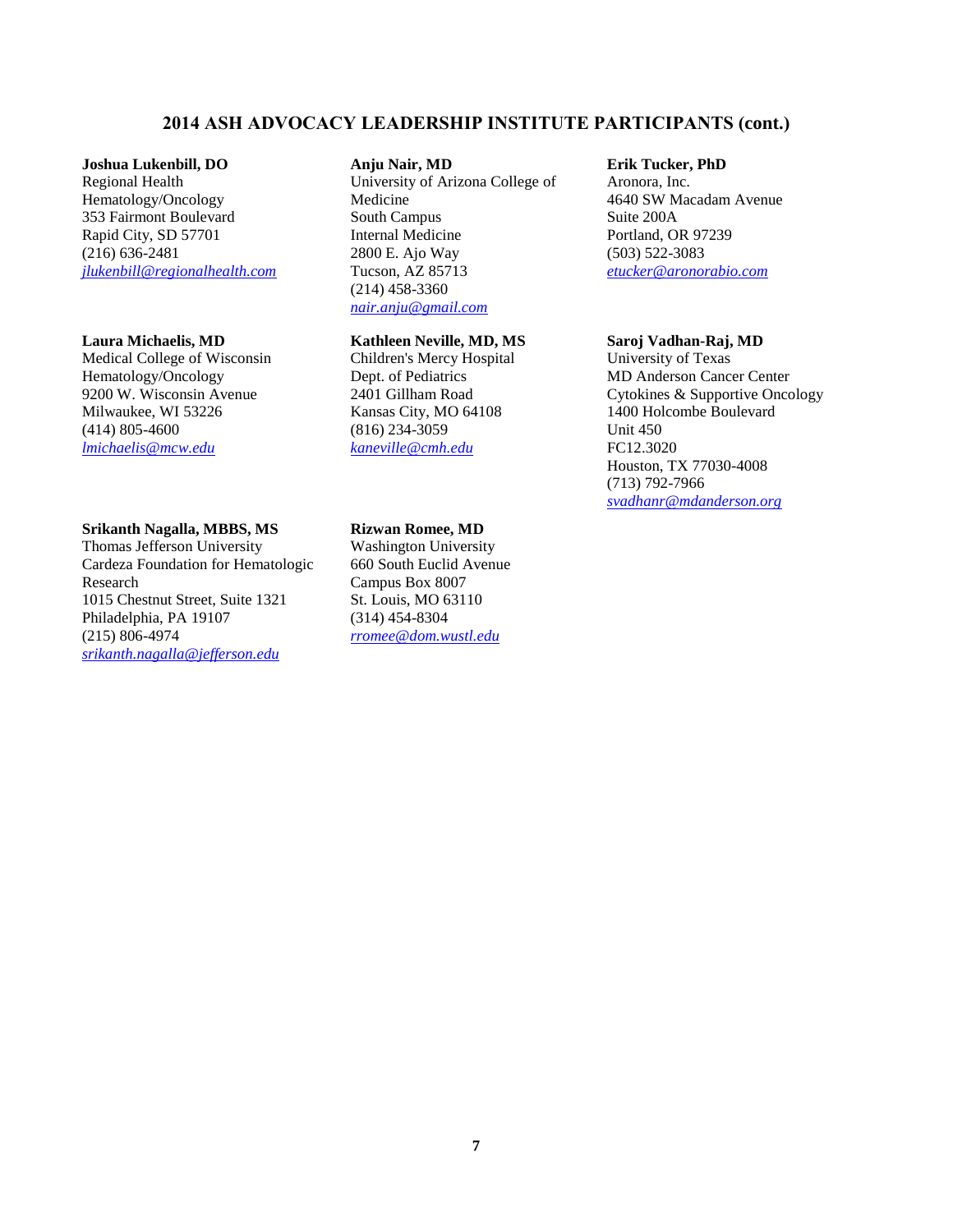## 2014 ASH ADVOCACY LEADERSHIP INSTITUTE PARTICIPANTS (cont.)

**Joshua Lukenbill, DO**
Regional Health
Hematology/Oncology
353 Fairmont Boulevard
Rapid City, SD 57701
(216) 636-2481
*jlukenbill@regionalhealth.com*

**Laura Michaelis, MD**
Medical College of Wisconsin
Hematology/Oncology
9200 W. Wisconsin Avenue
Milwaukee, WI 53226
(414) 805-4600
*lmichaelis@mcw.edu*

**Srikanth Nagalla, MBBS, MS**
Thomas Jefferson University
Cardeza Foundation for Hematologic Research
1015 Chestnut Street, Suite 1321
Philadelphia, PA 19107
(215) 806-4974
*srikanth.nagalla@jefferson.edu*

**Anju Nair, MD**
University of Arizona College of Medicine
South Campus
Internal Medicine
2800 E. Ajo Way
Tucson, AZ 85713
(214) 458-3360
*nair.anju@gmail.com*

**Kathleen Neville, MD, MS**
Children's Mercy Hospital
Dept. of Pediatrics
2401 Gillham Road
Kansas City, MO 64108
(816) 234-3059
*kaneville@cmh.edu*

**Rizwan Romee, MD**
Washington University
660 South Euclid Avenue
Campus Box 8007
St. Louis, MO 63110
(314) 454-8304
*rromee@dom.wustl.edu*

**Erik Tucker, PhD**
Aronora, Inc.
4640 SW Macadam Avenue
Suite 200A
Portland, OR 97239
(503) 522-3083
*etucker@aronorabio.com*

**Saroj Vadhan-Raj, MD**
University of Texas
MD Anderson Cancer Center
Cytokines & Supportive Oncology
1400 Holcombe Boulevard
Unit 450
FC12.3020
Houston, TX 77030-4008
(713) 792-7966
*svadhanr@mdanderson.org*